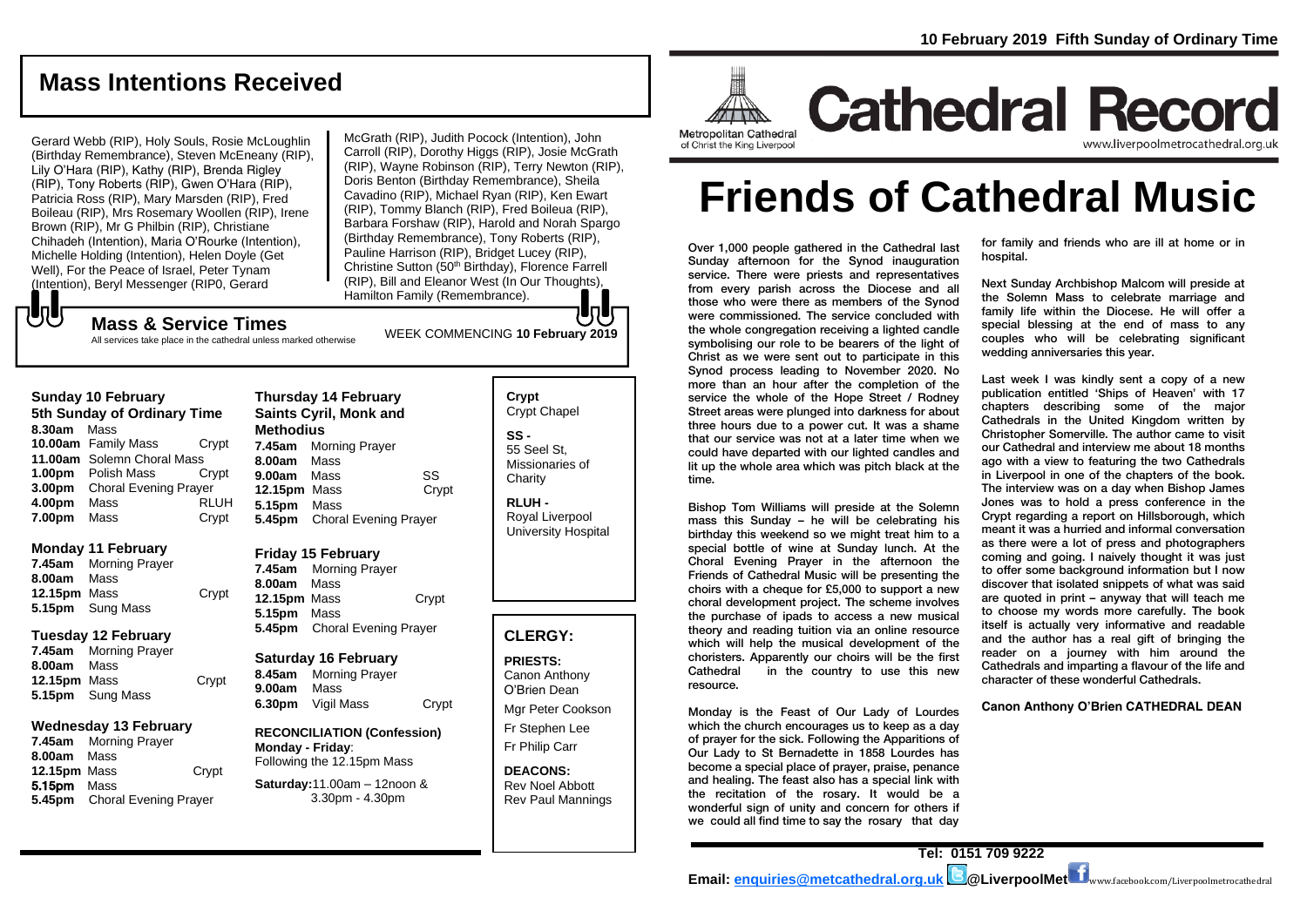10 February 2019 Fifth Sunday of Ordinary Time

# Mass Intentions Received

Gerard Webb (RIP), Holy Souls, Rosie McLoughlin (Birthday Remembrance), Steven McEneany (RIP), Lily O'Hara (RIP), Kathy (RIP), Brenda Rigley (RIP), Tony Roberts (RIP), Gwen O'Hara (RIP), Patricia Ross (RIP), Mary Marsden (RIP), Fred Boileau (RIP), Mrs Rosemary Woollen (RIP), Irene Brown (RIP), Mr G Philbin (RIP), Christiane Chihadeh (Intention), Maria O'Rourke (Intention), Michelle Holding (Intention), Helen Doyle (Get Well), For the Peace of Israel, Peter Tynam (Intention), Beryl Messenger (RIP0, Gerard McGrath (RIP), Judith Pocock (Intention), John Carroll (RIP), Dorothy Higgs (RIP), Josie McGrath (RIP), Wayne Robinson (RIP), Terry Newton (RIP), Doris Benton (Birthday Remembrance), Sheila Cavadino (RIP), Michael Ryan (RIP), Ken Ewart (RIP), Tommy Blanch (RIP), Fred Boileua (RIP), Barbara Forshaw (RIP), Harold and Norah Spargo (Birthday Remembrance), Tony Roberts (RIP), Pauline Harrison (RIP), Bridget Lucey (RIP), Christine Sutton (50th Birthday), Florence Farrell (RIP), Bill and Eleanor West (In Our Thoughts), Hamilton Family (Remembrance).

## Mass & Service Times

All services take place in the cathedral unless marked otherwise

WEEK COMMENCING **10 February 2019**

### Sunday 10 February
**5th Sunday of Ordinary Time**

| | | |
|---|---|---|
| **8.30am** | Mass | |
| **10.00am** | Family Mass | Crypt |
| **11.00am** | Solemn Choral Mass | |
| **1.00pm** | Polish Mass | Crypt |
| **3.00pm** | Choral Evening Prayer | |
| **4.00pm** | Mass | RLUH |
| **7.00pm** | Mass | Crypt |

### Monday 11 February

| | | |
|---|---|---|
| **7.45am** | Morning Prayer | |
| **8.00am** | Mass | |
| **12.15pm** | Mass | Crypt |
| **5.15pm** | Sung Mass | |

### Tuesday 12 February

| | | |
|---|---|---|
| **7.45am** | Morning Prayer | |
| **8.00am** | Mass | |
| **12.15pm** | Mass | Crypt |
| **5.15pm** | Sung Mass | |

### Wednesday 13 February

| | | |
|---|---|---|
| **7.45am** | Morning Prayer | |
| **8.00am** | Mass | |
| **12.15pm** | Mass | Crypt |
| **5.15pm** | Mass | |
| **5.45pm** | Choral Evening Prayer | |

### Thursday 14 February
**Saints Cyril, Monk and Methodius**

| | | |
|---|---|---|
| **7.45am** | Morning Prayer | |
| **8.00am** | Mass | |
| **9.00am** | Mass | SS |
| **12.15pm** | Mass | Crypt |
| **5.15pm** | Mass | |
| **5.45pm** | Choral Evening Prayer | |

### Friday 15 February

| | | |
|---|---|---|
| **7.45am** | Morning Prayer | |
| **8.00am** | Mass | |
| **12.15pm** | Mass | Crypt |
| **5.15pm** | Mass | |
| **5.45pm** | Choral Evening Prayer | |

### Saturday 16 February

| | | |
|---|---|---|
| **8.45am** | Morning Prayer | |
| **9.00am** | Mass | |
| **6.30pm** | Vigil Mass | Crypt |

**RECONCILIATION (Confession)**
**Monday - Friday**: Following the 12.15pm Mass

**Saturday:** 11.00am – 12noon & 3.30pm - 4.30pm

**Crypt**
Crypt Chapel

**SS -**
55 Seel St, Missionaries of Charity

**RLUH -**
Royal Liverpool University Hospital

## CLERGY:

**PRIESTS:**
Canon Anthony O'Brien Dean
Mgr Peter Cookson
Fr Stephen Lee
Fr Philip Carr

**DEACONS:**
Rev Noel Abbott
Rev Paul Mannings

Metropolitan Cathedral of Christ the King Liverpool

# Cathedral Record

www.liverpoolmetrocathedral.org.uk

# Friends of Cathedral Music

Over 1,000 people gathered in the Cathedral last Sunday afternoon for the Synod inauguration service. There were priests and representatives from every parish across the Diocese and all those who were there as members of the Synod were commissioned. The service concluded with the whole congregation receiving a lighted candle symbolising our role to be bearers of the light of Christ as we were sent out to participate in this Synod process leading to November 2020. No more than an hour after the completion of the service the whole of the Hope Street / Rodney Street areas were plunged into darkness for about three hours due to a power cut. It was a shame that our service was not at a later time when we could have departed with our lighted candles and lit up the whole area which was pitch black at the time.

Bishop Tom Williams will preside at the Solemn mass this Sunday – he will be celebrating his birthday this weekend so we might treat him to a special bottle of wine at Sunday lunch. At the Choral Evening Prayer in the afternoon the Friends of Cathedral Music will be presenting the choirs with a cheque for £5,000 to support a new choral development project. The scheme involves the purchase of ipads to access a new musical theory and reading tuition via an online resource which will help the musical development of the choristers. Apparently our choirs will be the first Cathedral in the country to use this new resource.

Monday is the Feast of Our Lady of Lourdes which the church encourages us to keep as a day of prayer for the sick. Following the Apparitions of Our Lady to St Bernadette in 1858 Lourdes has become a special place of prayer, praise, penance and healing. The feast also has a special link with the recitation of the rosary. It would be a wonderful sign of unity and concern for others if we could all find time to say the rosary that day for family and friends who are ill at home or in hospital.

Next Sunday Archbishop Malcom will preside at the Solemn Mass to celebrate marriage and family life within the Diocese. He will offer a special blessing at the end of mass to any couples who will be celebrating significant wedding anniversaries this year.

Last week I was kindly sent a copy of a new publication entitled 'Ships of Heaven' with 17 chapters describing some of the major Cathedrals in the United Kingdom written by Christopher Somerville. The author came to visit our Cathedral and interview me about 18 months ago with a view to featuring the two Cathedrals in Liverpool in one of the chapters of the book. The interview was on a day when Bishop James Jones was to hold a press conference in the Crypt regarding a report on Hillsborough, which meant it was a hurried and informal conversation as there were a lot of press and photographers coming and going. I naively thought it was just to offer some background information but I now discover that isolated snippets of what was said are quoted in print – anyway that will teach me to choose my words more carefully. The book itself is actually very informative and readable and the author has a real gift of bringing the reader on a journey with him around the Cathedrals and imparting a flavour of the life and character of these wonderful Cathedrals.

**Canon Anthony O'Brien CATHEDRAL DEAN**

**Tel: 0151 709 9222**

**Email: enquiries@metcathedral.org.uk @LiverpoolMet** www.facebook.com/Liverpoolmetrocathedral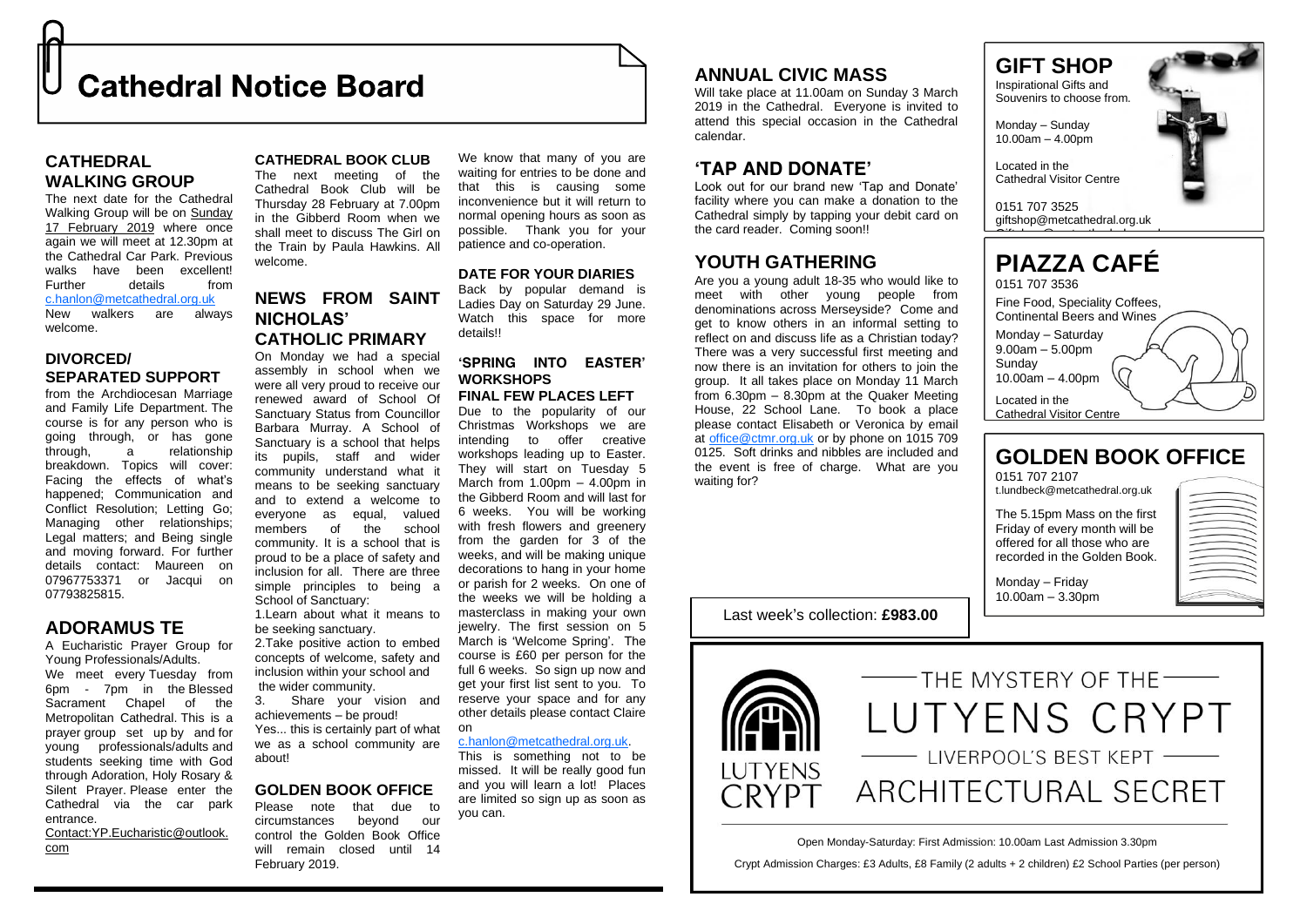# Cathedral Notice Board

## CATHEDRAL WALKING GROUP

The next date for the Cathedral Walking Group will be on Sunday 17 February 2019 where once again we will meet at 12.30pm at the Cathedral Car Park. Previous walks have been excellent! Further details from c.hanlon@metcathedral.org.uk

New walkers are always welcome.

## DIVORCED/ SEPARATED SUPPORT

from the Archdiocesan Marriage and Family Life Department. The course is for any person who is going through, or has gone through, a relationship breakdown. Topics will cover: Facing the effects of what's happened; Communication and Conflict Resolution; Letting Go; Managing other relationships; Legal matters; and Being single and moving forward. For further details contact: Maureen on 07967753371 or Jacqui on 07793825815.

## ADORAMUS TE

A Eucharistic Prayer Group for Young Professionals/Adults.

We meet every Tuesday from 6pm - 7pm in the Blessed Sacrament Chapel of the Metropolitan Cathedral. This is a prayer group set up by and for young professionals/adults and students seeking time with God through Adoration, Holy Rosary & Silent Prayer. Please enter the Cathedral via the car park entrance.

Contact:YP.Eucharistic@outlook.com

## CATHEDRAL BOOK CLUB

The next meeting of the Cathedral Book Club will be Thursday 28 February at 7.00pm in the Gibberd Room when we shall meet to discuss The Girl on the Train by Paula Hawkins. All welcome.

## NEWS FROM SAINT NICHOLAS' CATHOLIC PRIMARY

On Monday we had a special assembly in school when we were all very proud to receive our renewed award of School Of Sanctuary Status from Councillor Barbara Murray. A School of Sanctuary is a school that helps its pupils, staff and wider community understand what it means to be seeking sanctuary and to extend a welcome to everyone as equal, valued members of the school community. It is a school that is proud to be a place of safety and inclusion for all. There are three simple principles to being a School of Sanctuary:

1. Learn about what it means to be seeking sanctuary.
2. Take positive action to embed concepts of welcome, safety and inclusion within your school and the wider community.
3. Share your vision and achievements – be proud!

Yes... this is certainly part of what we as a school community are about!

## GOLDEN BOOK OFFICE

Please note that due to circumstances beyond our control the Golden Book Office will remain closed until 14 February 2019.

We know that many of you are waiting for entries to be done and that this is causing some inconvenience but it will return to normal opening hours as soon as possible. Thank you for your patience and co-operation.

## DATE FOR YOUR DIARIES

Back by popular demand is Ladies Day on Saturday 29 June. Watch this space for more details!!

## 'SPRING INTO EASTER' WORKSHOPS FINAL FEW PLACES LEFT

Due to the popularity of our Christmas Workshops we are intending to offer creative workshops leading up to Easter. They will start on Tuesday 5 March from 1.00pm – 4.00pm in the Gibberd Room and will last for 6 weeks. You will be working with fresh flowers and greenery from the garden for 3 of the weeks, and will be making unique decorations to hang in your home or parish for 2 weeks. On one of the weeks we will be holding a masterclass in making your own jewelry. The first session on 5 March is 'Welcome Spring'. The course is £60 per person for the full 6 weeks. So sign up now and get your first list sent to you. To reserve your space and for any other details please contact Claire on c.hanlon@metcathedral.org.uk.

This is something not to be missed. It will be really good fun and you will learn a lot! Places are limited so sign up as soon as you can.

## ANNUAL CIVIC MASS

Will take place at 11.00am on Sunday 3 March 2019 in the Cathedral. Everyone is invited to attend this special occasion in the Cathedral calendar.

## 'TAP AND DONATE'

Look out for our brand new 'Tap and Donate' facility where you can make a donation to the Cathedral simply by tapping your debit card on the card reader. Coming soon!!

## YOUTH GATHERING

Are you a young adult 18-35 who would like to meet with other young people from denominations across Merseyside? Come and get to know others in an informal setting to reflect on and discuss life as a Christian today? There was a very successful first meeting and now there is an invitation for others to join the group. It all takes place on Monday 11 March from 6.30pm – 8.30pm at the Quaker Meeting House, 22 School Lane. To book a place please contact Elisabeth or Veronica by email at office@ctmr.org.uk or by phone on 1015 709 0125. Soft drinks and nibbles are included and the event is free of charge. What are you waiting for?

Last week's collection: **£983.00**

## GIFT SHOP

Inspirational Gifts and Souvenirs to choose from.

Monday – Sunday
10.00am – 4.00pm

Located in the Cathedral Visitor Centre

0151 707 3525
giftshop@metcathedral.org.uk

## PIAZZA CAFÉ

0151 707 3536

Fine Food, Speciality Coffees, Continental Beers and Wines

Monday – Saturday
9.00am – 5.00pm
Sunday
10.00am – 4.00pm

Located in the Cathedral Visitor Centre

## GOLDEN BOOK OFFICE

0151 707 2107
t.lundbeck@metcathedral.org.uk

The 5.15pm Mass on the first Friday of every month will be offered for all those who are recorded in the Golden Book.

Monday – Friday
10.00am – 3.30pm

LUTYENS CRYPT

THE MYSTERY OF THE LUTYENS CRYPT
LIVERPOOL'S BEST KEPT ARCHITECTURAL SECRET

Open Monday-Saturday: First Admission: 10.00am Last Admission 3.30pm

Crypt Admission Charges: £3 Adults, £8 Family (2 adults + 2 children) £2 School Parties (per person)